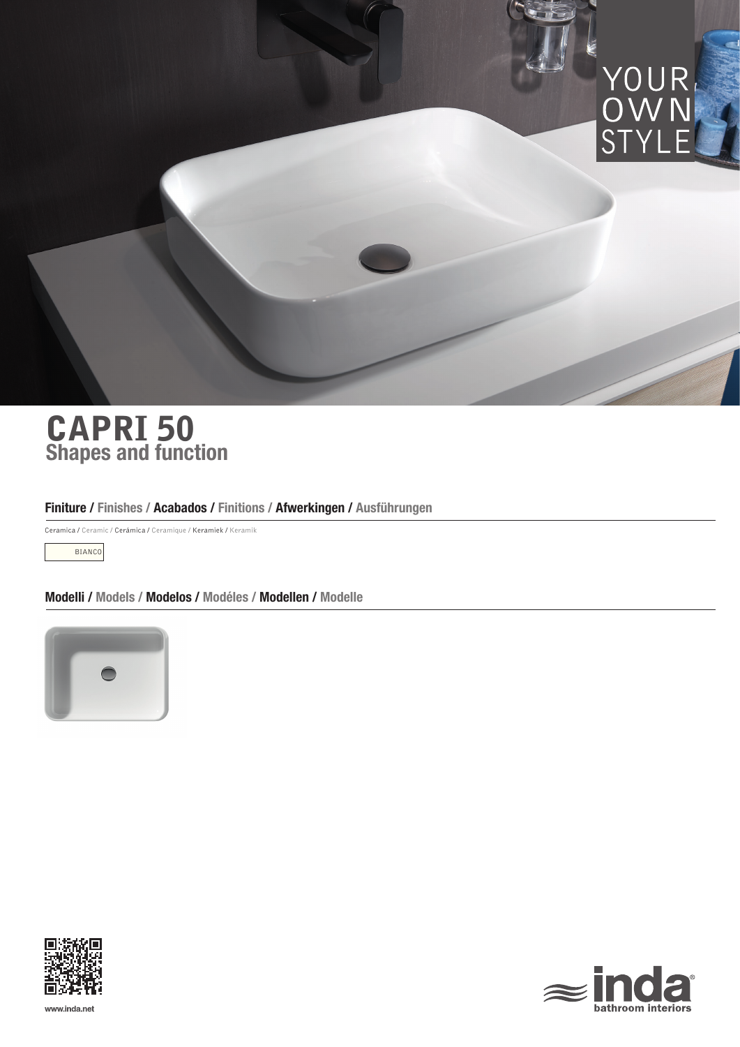YOUR OWN STYLE

# CAPRI 50

## Shapes and function

### Finiture / Finishes / Acabados / Finitions / Afwerkingen / Ausführungen

Ceramica / Ceramic / Cerámica / Ceramique / Keramiek / Keramik

BIANCO

### Modelli / Models / Modelos / Modéles / Modellen / Modelle

www.inda.net

inda® bathroom interiors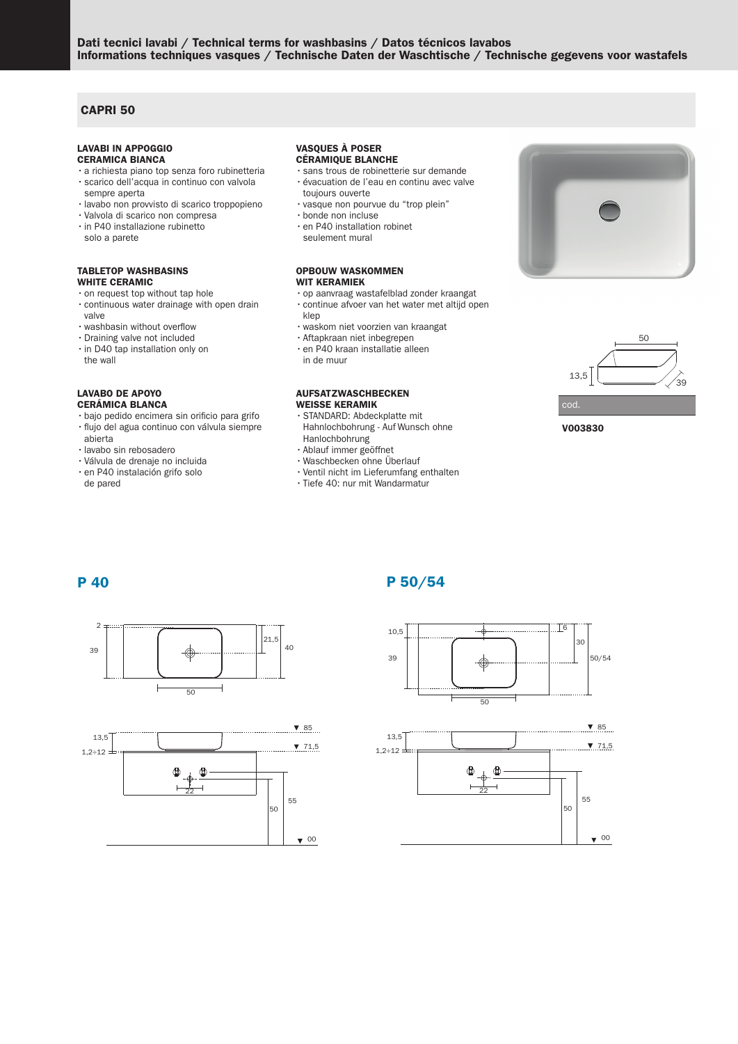# Dati tecnici lavabi / Technical terms for washbasins / Datos técnicos lavabos
# Informations techniques vasques / Technische Daten der Waschtische / Technische gegevens voor wastafels

## CAPRI 50

**LAVABI IN APPOGGIO**
**CERAMICA BIANCA**
- a richiesta piano top senza foro rubinetteria
- scarico dell'acqua in continuo con valvola sempre aperta
- lavabo non provvisto di scarico troppopieno
- Valvola di scarico non compresa
- in P40 installazione rubinetto solo a parete

**TABLETOP WASHBASINS**
**WHITE CERAMIC**
- on request top without tap hole
- continuous water drainage with open drain valve
- washbasin without overflow
- Draining valve not included
- in D40 tap installation only on the wall

**LAVABO DE APOYO**
**CERÁMICA BLANCA**
- bajo pedido encimera sin orificio para grifo
- flujo del agua continuo con válvula siempre abierta
- lavabo sin rebosadero
- Válvula de drenaje no incluida
- en P40 instalación grifo solo de pared

**VASQUES À POSER**
**CÉRAMIQUE BLANCHE**
- sans trous de robinetterie sur demande
- évacuation de l'eau en continu avec valve toujours ouverte
- vasque non pourvue du "trop plein"
- bonde non incluse
- en P40 installation robinet seulement mural

**OPBOUW WASKOMMEN**
**WIT KERAMIEK**
- op aanvraag wastafelblad zonder kraangat
- continue afvoer van het water met altijd open klep
- waskom niet voorzien van kraangat
- Aftapkraan niet inbegrepen
- en P40 kraan installatie alleen in de muur

**AUFSATZWASCHBECKEN**
**WEISSE KERAMIK**
- STANDARD: Abdeckplatte mit Hahnlochbohrung - Auf Wunsch ohne Hanlochbohrung
- Ablauf immer geöffnet
- Waschbecken ohne Überlauf
- Ventil nicht im Lieferumfang enthalten
- Tiefe 40: nur mit Wandarmatur

50
13,5
39

| cod. |
| --- |
| **V003830** |

## P 40

2
39
21,5
40
50
13,5
1,2÷12
▼ 85
▼ 71,5
22
50
55
▼ 00

## P 50/54

10,5
39
6
30
50/54
50
13,5
1,2÷12
▼ 85
▼ 71,5
22
50
55
▼ 00